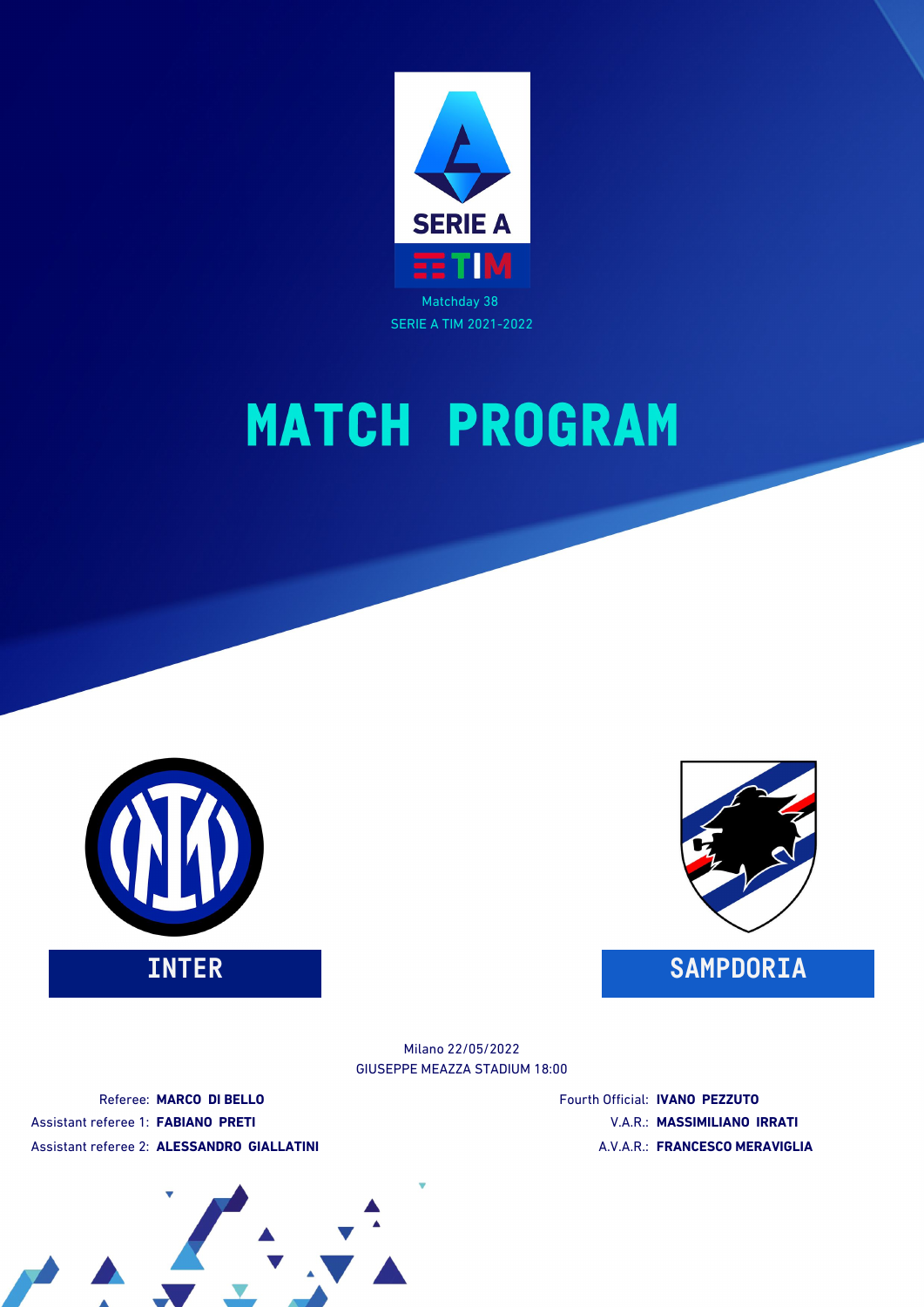SERIE A TIM

Matchday 38

SERIE A TIM 2021-2022

# MATCH PROGRAM

**INTER**

**SAMPDORIA**

Milano 22/05/2022

GIUSEPPE MEAZZA STADIUM 18:00

Referee: **MARCO DI BELLO**

Assistant referee 1: **FABIANO PRETI**

Assistant referee 2: **ALESSANDRO GIALLATINI**

Fourth Official: **IVANO PEZZUTO**

V.A.R.: **MASSIMILIANO IRRATI**

A.V.A.R.: **FRANCESCO MERAVIGLIA**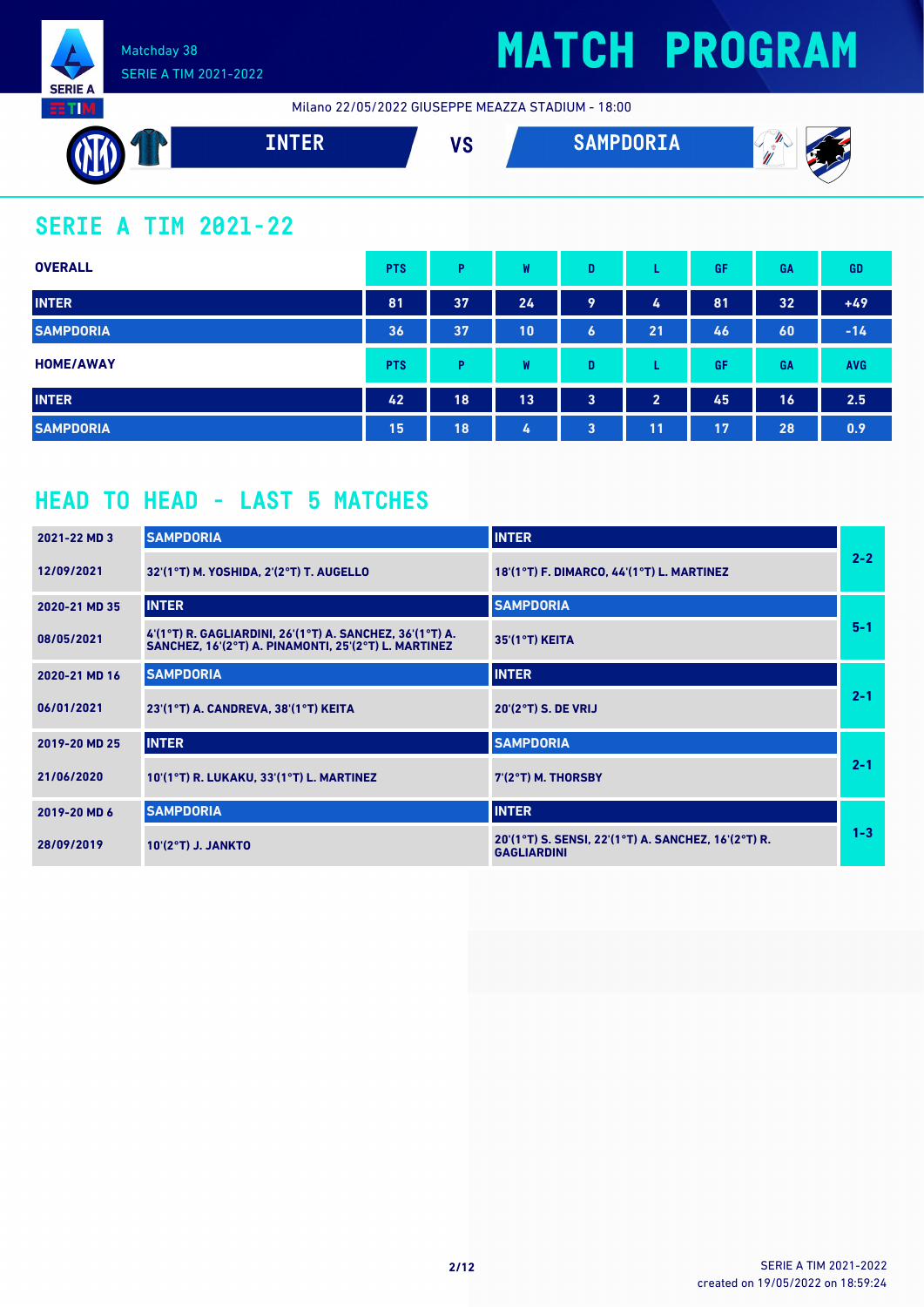Matchday 38
SERIE A TIM 2021-2022

# MATCH PROGRAM

Milano 22/05/2022 GIUSEPPE MEAZZA STADIUM - 18:00

**INTER** VS **SAMPDORIA**

## SERIE A TIM 2021-22

| OVERALL | PTS | P | W | D | L | GF | GA | GD |
|---|---|---|---|---|---|---|---|---|
| INTER | 81 | 37 | 24 | 9 | 4 | 81 | 32 | +49 |
| SAMPDORIA | 36 | 37 | 10 | 6 | 21 | 46 | 60 | -14 |

| HOME/AWAY | PTS | P | W | D | L | GF | GA | AVG |
|---|---|---|---|---|---|---|---|---|
| INTER | 42 | 18 | 13 | 3 | 2 | 45 | 16 | 2.5 |
| SAMPDORIA | 15 | 18 | 4 | 3 | 11 | 17 | 28 | 0.9 |

## HEAD TO HEAD - LAST 5 MATCHES

| Match | Home | Away | Result |
|---|---|---|---|
| 2021-22 MD 3 | SAMPDORIA | INTER | 2-2 |
| 12/09/2021 | 32'(1°T) M. YOSHIDA, 2'(2°T) T. AUGELLO | 18'(1°T) F. DIMARCO, 44'(1°T) L. MARTINEZ | |
| 2020-21 MD 35 | INTER | SAMPDORIA | 5-1 |
| 08/05/2021 | 4'(1°T) R. GAGLIARDINI, 26'(1°T) A. SANCHEZ, 36'(1°T) A. SANCHEZ, 16'(2°T) A. PINAMONTI, 25'(2°T) L. MARTINEZ | 35'(1°T) KEITA | |
| 2020-21 MD 16 | SAMPDORIA | INTER | 2-1 |
| 06/01/2021 | 23'(1°T) A. CANDREVA, 38'(1°T) KEITA | 20'(2°T) S. DE VRIJ | |
| 2019-20 MD 25 | INTER | SAMPDORIA | 2-1 |
| 21/06/2020 | 10'(1°T) R. LUKAKU, 33'(1°T) L. MARTINEZ | 7'(2°T) M. THORSBY | |
| 2019-20 MD 6 | SAMPDORIA | INTER | 1-3 |
| 28/09/2019 | 10'(2°T) J. JANKTO | 20'(1°T) S. SENSI, 22'(1°T) A. SANCHEZ, 16'(2°T) R. GAGLIARDINI | |

SERIE A TIM 2021-2022
created on 19/05/2022 on 18:59:24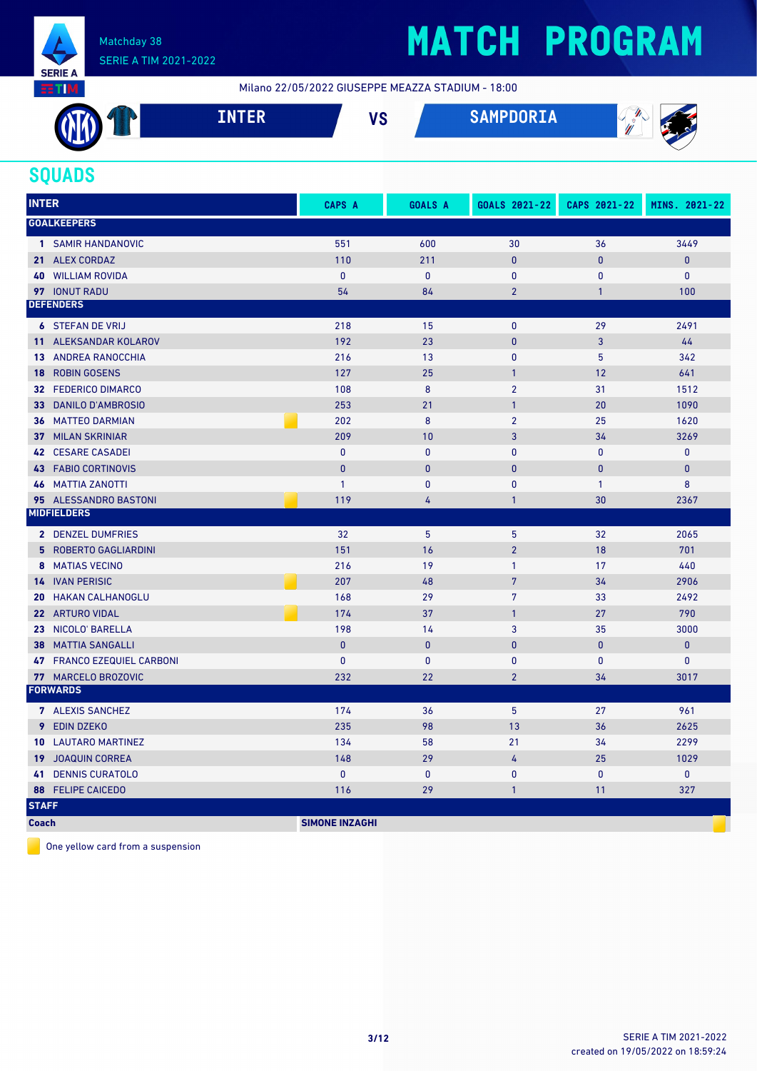# MATCH PROGRAM

Matchday 38
SERIE A TIM 2021-2022

Milano 22/05/2022 GIUSEPPE MEAZZA STADIUM - 18:00

**INTER** VS **SAMPDORIA**

## SQUADS

| INTER | CAPS A | GOALS A | GOALS 2021-22 | CAPS 2021-22 | MINS. 2021-22 |
|---|---|---|---|---|---|
| **GOALKEEPERS** | | | | | |
| 1 SAMIR HANDANOVIC | 551 | 600 | 30 | 36 | 3449 |
| 21 ALEX CORDAZ | 110 | 211 | 0 | 0 | 0 |
| 40 WILLIAM ROVIDA | 0 | 0 | 0 | 0 | 0 |
| 97 IONUT RADU | 54 | 84 | 2 | 1 | 100 |
| **DEFENDERS** | | | | | |
| 6 STEFAN DE VRIJ | 218 | 15 | 0 | 29 | 2491 |
| 11 ALEKSANDAR KOLAROV | 192 | 23 | 0 | 3 | 44 |
| 13 ANDREA RANOCCHIA | 216 | 13 | 0 | 5 | 342 |
| 18 ROBIN GOSENS | 127 | 25 | 1 | 12 | 641 |
| 32 FEDERICO DIMARCO | 108 | 8 | 2 | 31 | 1512 |
| 33 DANILO D'AMBROSIO | 253 | 21 | 1 | 20 | 1090 |
| 36 MATTEO DARMIAN 🟨 | 202 | 8 | 2 | 25 | 1620 |
| 37 MILAN SKRINIAR | 209 | 10 | 3 | 34 | 3269 |
| 42 CESARE CASADEI | 0 | 0 | 0 | 0 | 0 |
| 43 FABIO CORTINOVIS | 0 | 0 | 0 | 0 | 0 |
| 46 MATTIA ZANOTTI | 1 | 0 | 0 | 1 | 8 |
| 95 ALESSANDRO BASTONI 🟨 | 119 | 4 | 1 | 30 | 2367 |
| **MIDFIELDERS** | | | | | |
| 2 DENZEL DUMFRIES | 32 | 5 | 5 | 32 | 2065 |
| 5 ROBERTO GAGLIARDINI | 151 | 16 | 2 | 18 | 701 |
| 8 MATIAS VECINO | 216 | 19 | 1 | 17 | 440 |
| 14 IVAN PERISIC 🟨 | 207 | 48 | 7 | 34 | 2906 |
| 20 HAKAN CALHANOGLU | 168 | 29 | 7 | 33 | 2492 |
| 22 ARTURO VIDAL 🟨 | 174 | 37 | 1 | 27 | 790 |
| 23 NICOLO' BARELLA | 198 | 14 | 3 | 35 | 3000 |
| 38 MATTIA SANGALLI | 0 | 0 | 0 | 0 | 0 |
| 47 FRANCO EZEQUIEL CARBONI | 0 | 0 | 0 | 0 | 0 |
| 77 MARCELO BROZOVIC | 232 | 22 | 2 | 34 | 3017 |
| **FORWARDS** | | | | | |
| 7 ALEXIS SANCHEZ | 174 | 36 | 5 | 27 | 961 |
| 9 EDIN DZEKO | 235 | 98 | 13 | 36 | 2625 |
| 10 LAUTARO MARTINEZ | 134 | 58 | 21 | 34 | 2299 |
| 19 JOAQUIN CORREA | 148 | 29 | 4 | 25 | 1029 |
| 41 DENNIS CURATOLO | 0 | 0 | 0 | 0 | 0 |
| 88 FELIPE CAICEDO | 116 | 29 | 1 | 11 | 327 |
| **STAFF** | | | | | |
| **Coach** | **SIMONE INZAGHI** 🟨 | | | | |

🟨 One yellow card from a suspension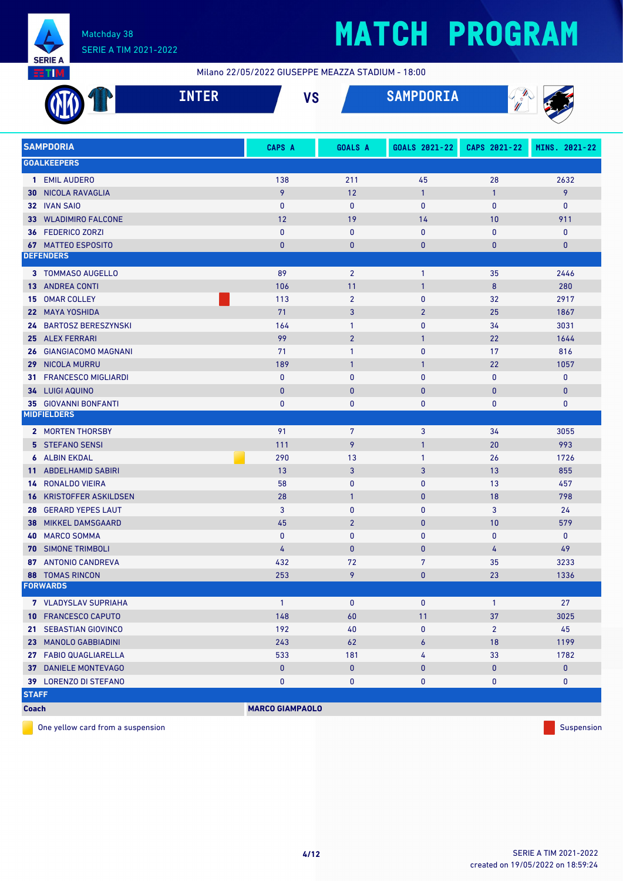# MATCH PROGRAM

Matchday 38
SERIE A TIM 2021-2022

Milano 22/05/2022 GIUSEPPE MEAZZA STADIUM - 18:00

**INTER** VS **SAMPDORIA**

| SAMPDORIA | CAPS A | GOALS A | GOALS 2021-22 | CAPS 2021-22 | MINS. 2021-22 |
|---|---|---|---|---|---|
| **GOALKEEPERS** | | | | | |
| 1 EMIL AUDERO | 138 | 211 | 45 | 28 | 2632 |
| 30 NICOLA RAVAGLIA | 9 | 12 | 1 | 1 | 9 |
| 32 IVAN SAIO | 0 | 0 | 0 | 0 | 0 |
| 33 WLADIMIRO FALCONE | 12 | 19 | 14 | 10 | 911 |
| 36 FEDERICO ZORZI | 0 | 0 | 0 | 0 | 0 |
| 67 MATTEO ESPOSITO | 0 | 0 | 0 | 0 | 0 |
| **DEFENDERS** | | | | | |
| 3 TOMMASO AUGELLO | 89 | 2 | 1 | 35 | 2446 |
| 13 ANDREA CONTI | 106 | 11 | 1 | 8 | 280 |
| 15 OMAR COLLEY (Suspension) | 113 | 2 | 0 | 32 | 2917 |
| 22 MAYA YOSHIDA | 71 | 3 | 2 | 25 | 1867 |
| 24 BARTOSZ BERESZYNSKI | 164 | 1 | 0 | 34 | 3031 |
| 25 ALEX FERRARI | 99 | 2 | 1 | 22 | 1644 |
| 26 GIANGIACOMO MAGNANI | 71 | 1 | 0 | 17 | 816 |
| 29 NICOLA MURRU | 189 | 1 | 1 | 22 | 1057 |
| 31 FRANCESCO MIGLIARDI | 0 | 0 | 0 | 0 | 0 |
| 34 LUIGI AQUINO | 0 | 0 | 0 | 0 | 0 |
| 35 GIOVANNI BONFANTI | 0 | 0 | 0 | 0 | 0 |
| **MIDFIELDERS** | | | | | |
| 2 MORTEN THORSBY | 91 | 7 | 3 | 34 | 3055 |
| 5 STEFANO SENSI | 111 | 9 | 1 | 20 | 993 |
| 6 ALBIN EKDAL (One yellow card from a suspension) | 290 | 13 | 1 | 26 | 1726 |
| 11 ABDELHAMID SABIRI | 13 | 3 | 3 | 13 | 855 |
| 14 RONALDO VIEIRA | 58 | 0 | 0 | 13 | 457 |
| 16 KRISTOFFER ASKILDSEN | 28 | 1 | 0 | 18 | 798 |
| 28 GERARD YEPES LAUT | 3 | 0 | 0 | 3 | 24 |
| 38 MIKKEL DAMSGAARD | 45 | 2 | 0 | 10 | 579 |
| 40 MARCO SOMMA | 0 | 0 | 0 | 0 | 0 |
| 70 SIMONE TRIMBOLI | 4 | 0 | 0 | 4 | 49 |
| 87 ANTONIO CANDREVA | 432 | 72 | 7 | 35 | 3233 |
| 88 TOMAS RINCON | 253 | 9 | 0 | 23 | 1336 |
| **FORWARDS** | | | | | |
| 7 VLADYSLAV SUPRIAHA | 1 | 0 | 0 | 1 | 27 |
| 10 FRANCESCO CAPUTO | 148 | 60 | 11 | 37 | 3025 |
| 21 SEBASTIAN GIOVINCO | 192 | 40 | 0 | 2 | 45 |
| 23 MANOLO GABBIADINI | 243 | 62 | 6 | 18 | 1199 |
| 27 FABIO QUAGLIARELLA | 533 | 181 | 4 | 33 | 1782 |
| 37 DANIELE MONTEVAGO | 0 | 0 | 0 | 0 | 0 |
| 39 LORENZO DI STEFANO | 0 | 0 | 0 | 0 | 0 |
| **STAFF** | | | | | |
| Coach | MARCO GIAMPAOLO | | | | |

One yellow card from a suspension — Suspension

SERIE A TIM 2021-2022
created on 19/05/2022 on 18:59:24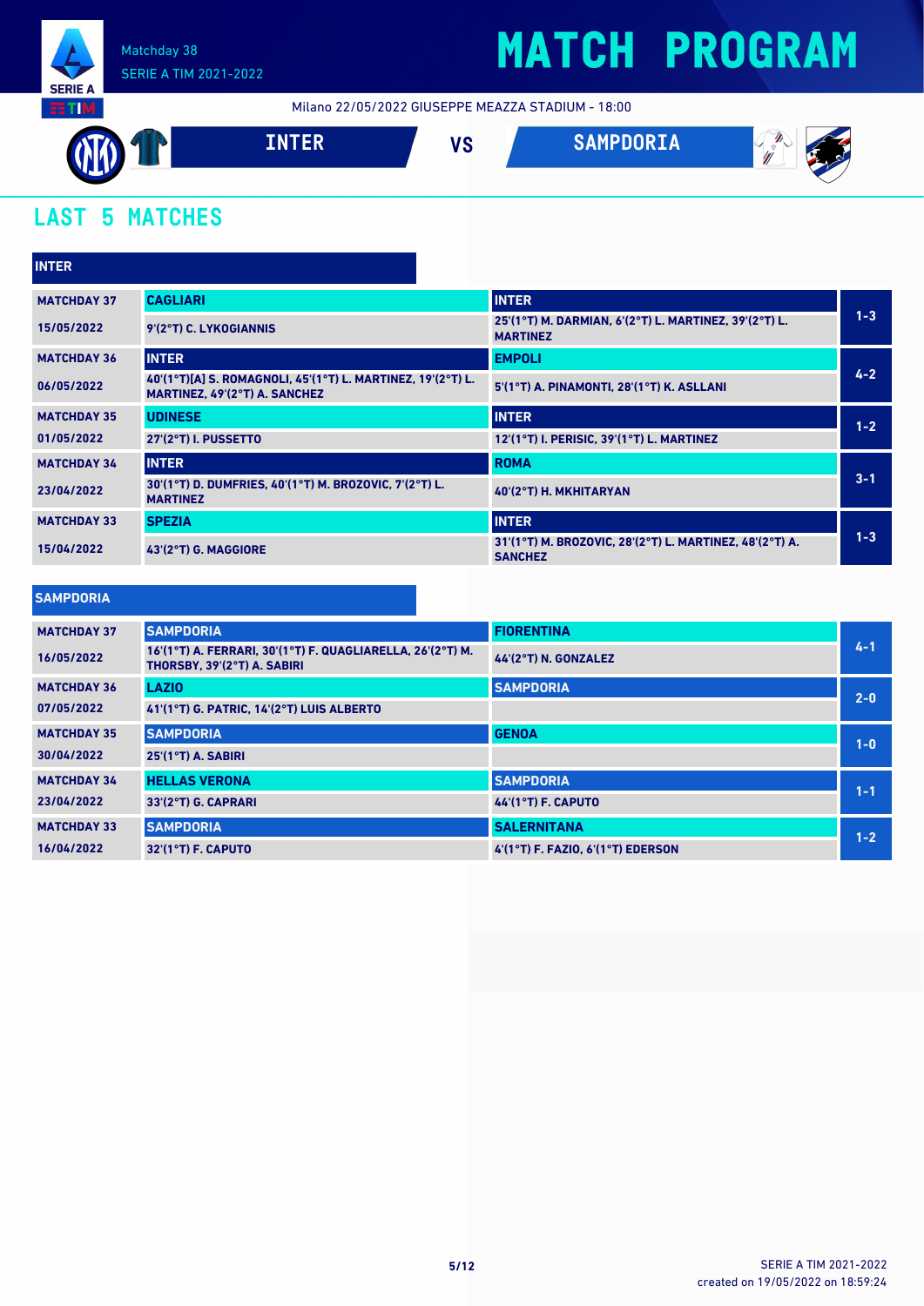Matchday 38
SERIE A TIM 2021-2022

# MATCH PROGRAM

Milano 22/05/2022 GIUSEPPE MEAZZA STADIUM - 18:00

**INTER** VS **SAMPDORIA**

## LAST 5 MATCHES

### INTER

| Matchday | Home | Away | Score |
|---|---|---|---|
| MATCHDAY 37 15/05/2022 | CAGLIARI: 9'(2°T) C. LYKOGIANNIS | INTER: 25'(1°T) M. DARMIAN, 6'(2°T) L. MARTINEZ, 39'(2°T) L. MARTINEZ | 1-3 |
| MATCHDAY 36 06/05/2022 | INTER: 40'(1°T)[A] S. ROMAGNOLI, 45'(1°T) L. MARTINEZ, 19'(2°T) L. MARTINEZ, 49'(2°T) A. SANCHEZ | EMPOLI: 5'(1°T) A. PINAMONTI, 28'(1°T) K. ASLLANI | 4-2 |
| MATCHDAY 35 01/05/2022 | UDINESE: 27'(2°T) I. PUSSETTO | INTER: 12'(1°T) I. PERISIC, 39'(1°T) L. MARTINEZ | 1-2 |
| MATCHDAY 34 23/04/2022 | INTER: 30'(1°T) D. DUMFRIES, 40'(1°T) M. BROZOVIC, 7'(2°T) L. MARTINEZ | ROMA: 40'(2°T) H. MKHITARYAN | 3-1 |
| MATCHDAY 33 15/04/2022 | SPEZIA: 43'(2°T) G. MAGGIORE | INTER: 31'(1°T) M. BROZOVIC, 28'(2°T) L. MARTINEZ, 48'(2°T) A. SANCHEZ | 1-3 |

### SAMPDORIA

| Matchday | Home | Away | Score |
|---|---|---|---|
| MATCHDAY 37 16/05/2022 | SAMPDORIA: 16'(1°T) A. FERRARI, 30'(1°T) F. QUAGLIARELLA, 26'(2°T) M. THORSBY, 39'(2°T) A. SABIRI | FIORENTINA: 44'(2°T) N. GONZALEZ | 4-1 |
| MATCHDAY 36 07/05/2022 | LAZIO: 41'(1°T) G. PATRIC, 14'(2°T) LUIS ALBERTO | SAMPDORIA | 2-0 |
| MATCHDAY 35 30/04/2022 | SAMPDORIA: 25'(1°T) A. SABIRI | GENOA | 1-0 |
| MATCHDAY 34 23/04/2022 | HELLAS VERONA: 33'(2°T) G. CAPRARI | SAMPDORIA: 44'(1°T) F. CAPUTO | 1-1 |
| MATCHDAY 33 16/04/2022 | SAMPDORIA: 32'(1°T) F. CAPUTO | SALERNITANA: 4'(1°T) F. FAZIO, 6'(1°T) EDERSON | 1-2 |

SERIE A TIM 2021-2022
created on 19/05/2022 on 18:59:24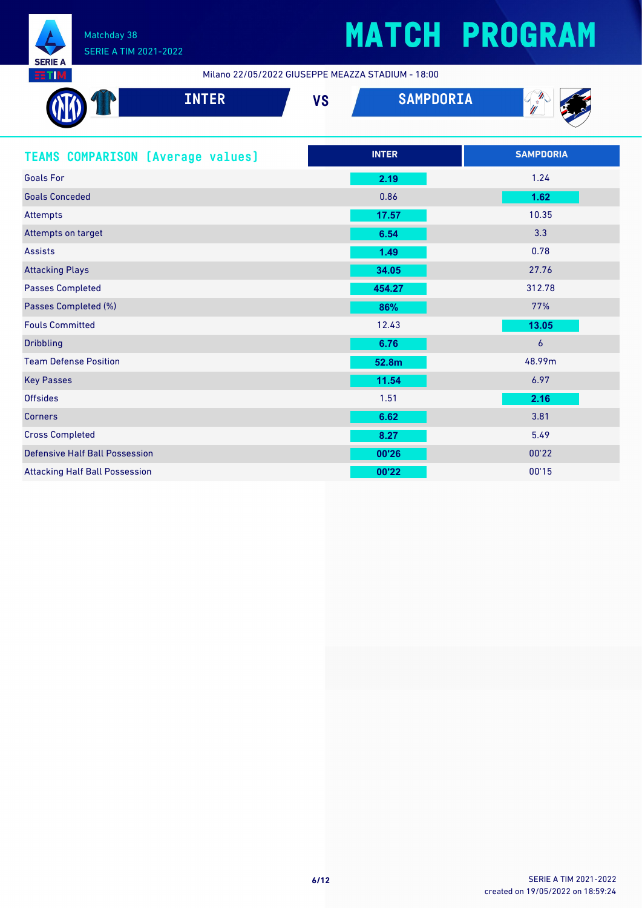Matchday 38
SERIE A TIM 2021-2022

# MATCH PROGRAM

Milano 22/05/2022 GIUSEPPE MEAZZA STADIUM - 18:00

## INTER VS SAMPDORIA

| TEAMS COMPARISON (Average values) | INTER | SAMPDORIA |
|---|---|---|
| Goals For | **2.19** | 1.24 |
| Goals Conceded | 0.86 | **1.62** |
| Attempts | **17.57** | 10.35 |
| Attempts on target | **6.54** | 3.3 |
| Assists | **1.49** | 0.78 |
| Attacking Plays | **34.05** | 27.76 |
| Passes Completed | **454.27** | 312.78 |
| Passes Completed (%) | **86%** | 77% |
| Fouls Committed | 12.43 | **13.05** |
| Dribbling | **6.76** | 6 |
| Team Defense Position | **52.8m** | 48.99m |
| Key Passes | **11.54** | 6.97 |
| Offsides | 1.51 | **2.16** |
| Corners | **6.62** | 3.81 |
| Cross Completed | **8.27** | 5.49 |
| Defensive Half Ball Possession | **00'26** | 00'22 |
| Attacking Half Ball Possession | **00'22** | 00'15 |

SERIE A TIM 2021-2022
created on 19/05/2022 on 18:59:24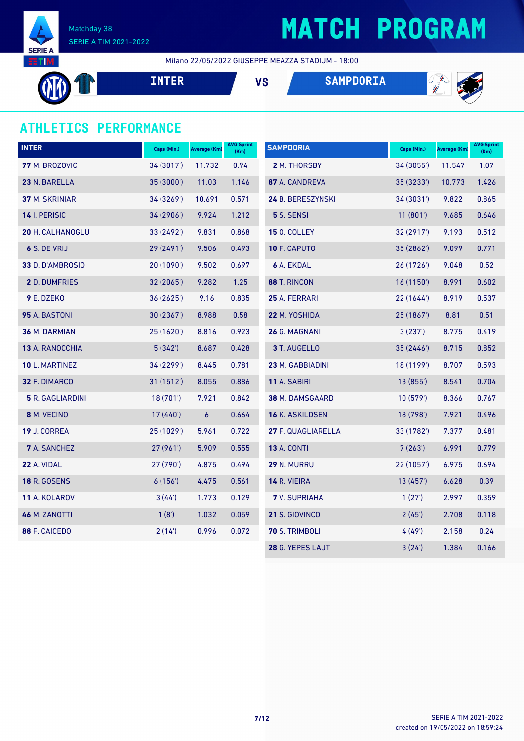Matchday 38
SERIE A TIM 2021-2022

# MATCH PROGRAM

Milano 22/05/2022 GIUSEPPE MEAZZA STADIUM - 18:00

**INTER** VS **SAMPDORIA**

## ATHLETICS PERFORMANCE

| INTER | Caps (Min.) | Average (Km) | AVG Sprint (Km) |
|---|---|---|---|
| **77** M. BROZOVIC | 34 (3017') | 11.732 | 0.94 |
| **23** N. BARELLA | 35 (3000') | 11.03 | 1.146 |
| **37** M. SKRINIAR | 34 (3269') | 10.691 | 0.571 |
| **14** I. PERISIC | 34 (2906') | 9.924 | 1.212 |
| **20** H. CALHANOGLU | 33 (2492') | 9.831 | 0.868 |
| **6** S. DE VRIJ | 29 (2491') | 9.506 | 0.493 |
| **33** D. D'AMBROSIO | 20 (1090') | 9.502 | 0.697 |
| **2** D. DUMFRIES | 32 (2065') | 9.282 | 1.25 |
| **9** E. DZEKO | 36 (2625') | 9.16 | 0.835 |
| **95** A. BASTONI | 30 (2367') | 8.988 | 0.58 |
| **36** M. DARMIAN | 25 (1620') | 8.816 | 0.923 |
| **13** A. RANOCCHIA | 5 (342') | 8.687 | 0.428 |
| **10** L. MARTINEZ | 34 (2299') | 8.445 | 0.781 |
| **32** F. DIMARCO | 31 (1512') | 8.055 | 0.886 |
| **5** R. GAGLIARDINI | 18 (701') | 7.921 | 0.842 |
| **8** M. VECINO | 17 (440') | 6 | 0.664 |
| **19** J. CORREA | 25 (1029') | 5.961 | 0.722 |
| **7** A. SANCHEZ | 27 (961') | 5.909 | 0.555 |
| **22** A. VIDAL | 27 (790') | 4.875 | 0.494 |
| **18** R. GOSENS | 6 (156') | 4.475 | 0.561 |
| **11** A. KOLAROV | 3 (44') | 1.773 | 0.129 |
| **46** M. ZANOTTI | 1 (8') | 1.032 | 0.059 |
| **88** F. CAICEDO | 2 (14') | 0.996 | 0.072 |

| SAMPDORIA | Caps (Min.) | Average (Km) | AVG Sprint (Km) |
|---|---|---|---|
| **2** M. THORSBY | 34 (3055') | 11.547 | 1.07 |
| **87** A. CANDREVA | 35 (3233') | 10.773 | 1.426 |
| **24** B. BERESZYNSKI | 34 (3031') | 9.822 | 0.865 |
| **5** S. SENSI | 11 (801') | 9.685 | 0.646 |
| **15** O. COLLEY | 32 (2917') | 9.193 | 0.512 |
| **10** F. CAPUTO | 35 (2862') | 9.099 | 0.771 |
| **6** A. EKDAL | 26 (1726') | 9.048 | 0.52 |
| **88** T. RINCON | 16 (1150') | 8.991 | 0.602 |
| **25** A. FERRARI | 22 (1644') | 8.919 | 0.537 |
| **22** M. YOSHIDA | 25 (1867') | 8.81 | 0.51 |
| **26** G. MAGNANI | 3 (237') | 8.775 | 0.419 |
| **3** T. AUGELLO | 35 (2446') | 8.715 | 0.852 |
| **23** M. GABBIADINI | 18 (1199') | 8.707 | 0.593 |
| **11** A. SABIRI | 13 (855') | 8.541 | 0.704 |
| **38** M. DAMSGAARD | 10 (579') | 8.366 | 0.767 |
| **16** K. ASKILDSEN | 18 (798') | 7.921 | 0.496 |
| **27** F. QUAGLIARELLA | 33 (1782') | 7.377 | 0.481 |
| **13** A. CONTI | 7 (263') | 6.991 | 0.779 |
| **29** N. MURRU | 22 (1057') | 6.975 | 0.694 |
| **14** R. VIEIRA | 13 (457') | 6.628 | 0.39 |
| **7** V. SUPRIAHA | 1 (27') | 2.997 | 0.359 |
| **21** S. GIOVINCO | 2 (45') | 2.708 | 0.118 |
| **70** S. TRIMBOLI | 4 (49') | 2.158 | 0.24 |
| **28** G. YEPES LAUT | 3 (24') | 1.384 | 0.166 |

SERIE A TIM 2021-2022
created on 19/05/2022 on 18:59:24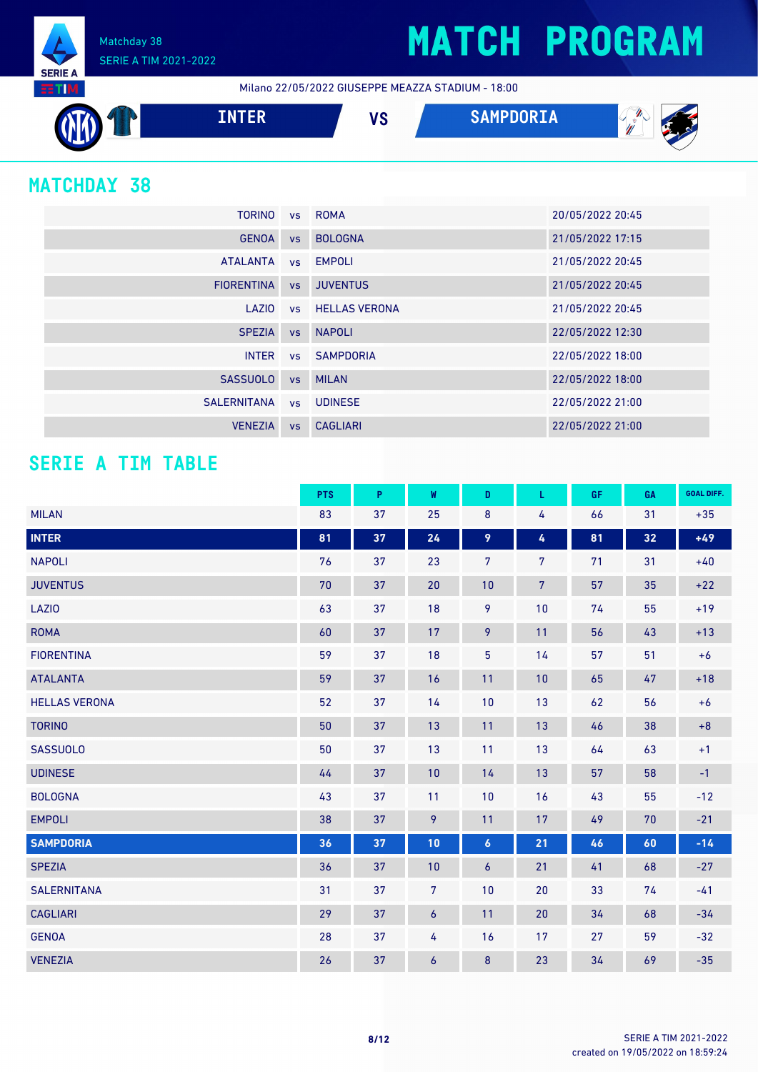Matchday 38
SERIE A TIM 2021-2022

# MATCH PROGRAM

Milano 22/05/2022 GIUSEPPE MEAZZA STADIUM - 18:00

**INTER** VS **SAMPDORIA**

## MATCHDAY 38

| | | | |
|---|---|---|---|
| TORINO | vs | ROMA | 20/05/2022 20:45 |
| GENOA | vs | BOLOGNA | 21/05/2022 17:15 |
| ATALANTA | vs | EMPOLI | 21/05/2022 20:45 |
| FIORENTINA | vs | JUVENTUS | 21/05/2022 20:45 |
| LAZIO | vs | HELLAS VERONA | 21/05/2022 20:45 |
| SPEZIA | vs | NAPOLI | 22/05/2022 12:30 |
| INTER | vs | SAMPDORIA | 22/05/2022 18:00 |
| SASSUOLO | vs | MILAN | 22/05/2022 18:00 |
| SALERNITANA | vs | UDINESE | 22/05/2022 21:00 |
| VENEZIA | vs | CAGLIARI | 22/05/2022 21:00 |

## SERIE A TIM TABLE

| | PTS | P | W | D | L | GF | GA | GOAL DIFF. |
|---|---|---|---|---|---|---|---|---|
| MILAN | 83 | 37 | 25 | 8 | 4 | 66 | 31 | +35 |
| **INTER** | **81** | **37** | **24** | **9** | **4** | **81** | **32** | **+49** |
| NAPOLI | 76 | 37 | 23 | 7 | 7 | 71 | 31 | +40 |
| JUVENTUS | 70 | 37 | 20 | 10 | 7 | 57 | 35 | +22 |
| LAZIO | 63 | 37 | 18 | 9 | 10 | 74 | 55 | +19 |
| ROMA | 60 | 37 | 17 | 9 | 11 | 56 | 43 | +13 |
| FIORENTINA | 59 | 37 | 18 | 5 | 14 | 57 | 51 | +6 |
| ATALANTA | 59 | 37 | 16 | 11 | 10 | 65 | 47 | +18 |
| HELLAS VERONA | 52 | 37 | 14 | 10 | 13 | 62 | 56 | +6 |
| TORINO | 50 | 37 | 13 | 11 | 13 | 46 | 38 | +8 |
| SASSUOLO | 50 | 37 | 13 | 11 | 13 | 64 | 63 | +1 |
| UDINESE | 44 | 37 | 10 | 14 | 13 | 57 | 58 | -1 |
| BOLOGNA | 43 | 37 | 11 | 10 | 16 | 43 | 55 | -12 |
| EMPOLI | 38 | 37 | 9 | 11 | 17 | 49 | 70 | -21 |
| **SAMPDORIA** | **36** | **37** | **10** | **6** | **21** | **46** | **60** | **-14** |
| SPEZIA | 36 | 37 | 10 | 6 | 21 | 41 | 68 | -27 |
| SALERNITANA | 31 | 37 | 7 | 10 | 20 | 33 | 74 | -41 |
| CAGLIARI | 29 | 37 | 6 | 11 | 20 | 34 | 68 | -34 |
| GENOA | 28 | 37 | 4 | 16 | 17 | 27 | 59 | -32 |
| VENEZIA | 26 | 37 | 6 | 8 | 23 | 34 | 69 | -35 |

SERIE A TIM 2021-2022
created on 19/05/2022 on 18:59:24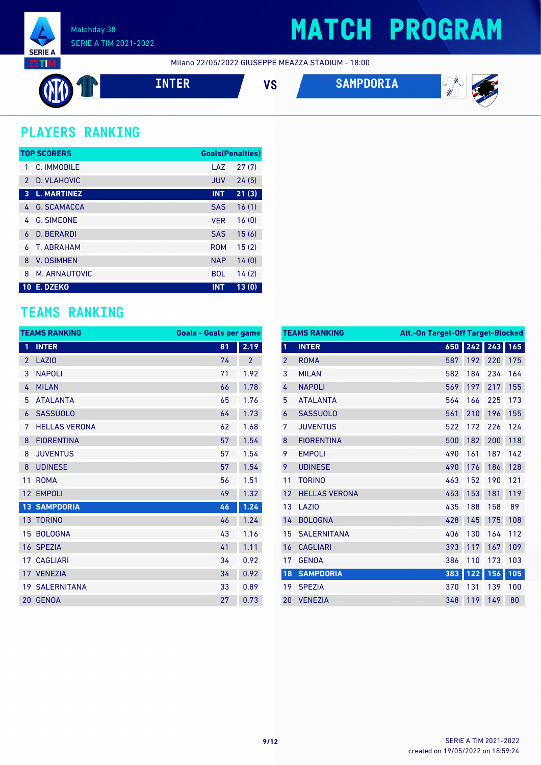# MATCH PROGRAM

Matchday 38
SERIE A TIM 2021-2022

Milano 22/05/2022 GIUSEPPE MEAZZA STADIUM - 18:00

**INTER** VS **SAMPDORIA**

## PLAYERS RANKING

| | TOP SCORERS | | Goals(Penalties) |
|---|---|---|---|
| 1 | C. IMMOBILE | LAZ | 27 (7) |
| 2 | D. VLAHOVIC | JUV | 24 (5) |
| **3** | **L. MARTINEZ** | **INT** | **21 (3)** |
| 4 | G. SCAMACCA | SAS | 16 (1) |
| 4 | G. SIMEONE | VER | 16 (0) |
| 6 | D. BERARDI | SAS | 15 (6) |
| 6 | T. ABRAHAM | ROM | 15 (2) |
| 8 | V. OSIMHEN | NAP | 14 (0) |
| 8 | M. ARNAUTOVIC | BOL | 14 (2) |
| **10** | **E. DZEKO** | **INT** | **13 (0)** |

## TEAMS RANKING

| | TEAMS RANKING | Goals | Goals per game |
|---|---|---|---|
| **1** | **INTER** | **81** | **2.19** |
| 2 | LAZIO | 74 | 2 |
| 3 | NAPOLI | 71 | 1.92 |
| 4 | MILAN | 66 | 1.78 |
| 5 | ATALANTA | 65 | 1.76 |
| 6 | SASSUOLO | 64 | 1.73 |
| 7 | HELLAS VERONA | 62 | 1.68 |
| 8 | FIORENTINA | 57 | 1.54 |
| 8 | JUVENTUS | 57 | 1.54 |
| 8 | UDINESE | 57 | 1.54 |
| 11 | ROMA | 56 | 1.51 |
| 12 | EMPOLI | 49 | 1.32 |
| **13** | **SAMPDORIA** | **46** | **1.24** |
| 13 | TORINO | 46 | 1.24 |
| 15 | BOLOGNA | 43 | 1.16 |
| 16 | SPEZIA | 41 | 1.11 |
| 17 | CAGLIARI | 34 | 0.92 |
| 17 | VENEZIA | 34 | 0.92 |
| 19 | SALERNITANA | 33 | 0.89 |
| 20 | GENOA | 27 | 0.73 |

| | TEAMS RANKING | Att. | On Target | Off Target | Blocked |
|---|---|---|---|---|---|
| **1** | **INTER** | **650** | **242** | **243** | **165** |
| 2 | ROMA | 587 | 192 | 220 | 175 |
| 3 | MILAN | 582 | 184 | 234 | 164 |
| 4 | NAPOLI | 569 | 197 | 217 | 155 |
| 5 | ATALANTA | 564 | 166 | 225 | 173 |
| 6 | SASSUOLO | 561 | 210 | 196 | 155 |
| 7 | JUVENTUS | 522 | 172 | 226 | 124 |
| 8 | FIORENTINA | 500 | 182 | 200 | 118 |
| 9 | EMPOLI | 490 | 161 | 187 | 142 |
| 9 | UDINESE | 490 | 176 | 186 | 128 |
| 11 | TORINO | 463 | 152 | 190 | 121 |
| 12 | HELLAS VERONA | 453 | 153 | 181 | 119 |
| 13 | LAZIO | 435 | 188 | 158 | 89 |
| 14 | BOLOGNA | 428 | 145 | 175 | 108 |
| 15 | SALERNITANA | 406 | 130 | 164 | 112 |
| 16 | CAGLIARI | 393 | 117 | 167 | 109 |
| 17 | GENOA | 386 | 110 | 173 | 103 |
| **18** | **SAMPDORIA** | **383** | **122** | **156** | **105** |
| 19 | SPEZIA | 370 | 131 | 139 | 100 |
| 20 | VENEZIA | 348 | 119 | 149 | 80 |

SERIE A TIM 2021-2022
created on 19/05/2022 on 18:59:24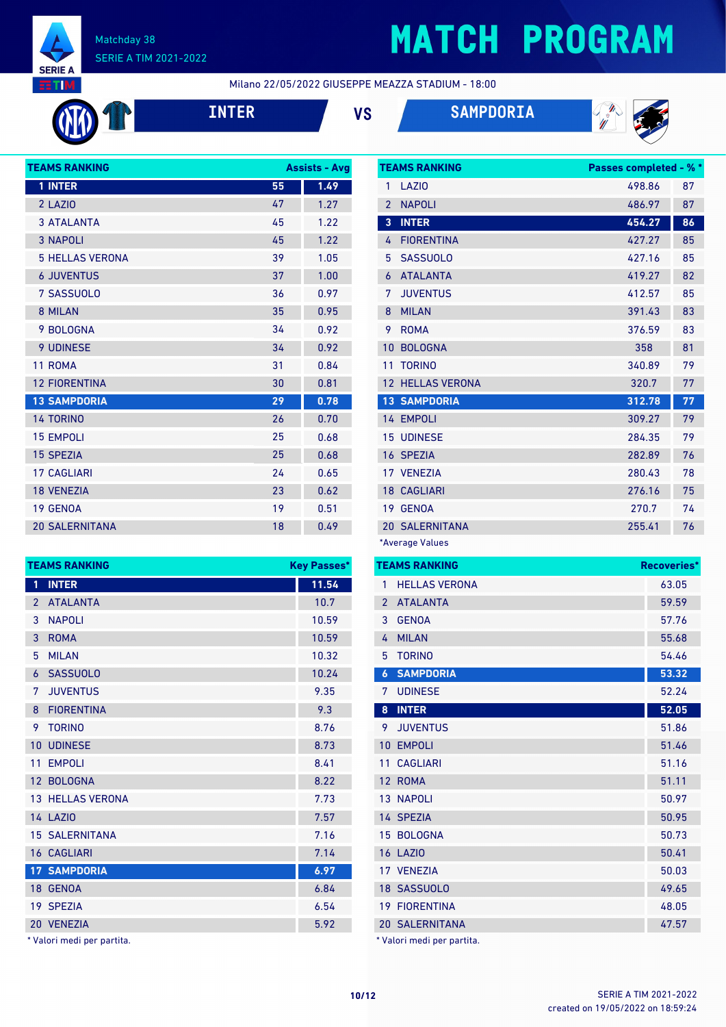# MATCH PROGRAM

Matchday 38
SERIE A TIM 2021-2022

Milano 22/05/2022 GIUSEPPE MEAZZA STADIUM - 18:00

**INTER** VS **SAMPDORIA**

| TEAMS RANKING | Assists | Avg |
|---|---|---|
| 1 INTER | 55 | 1.49 |
| 2 LAZIO | 47 | 1.27 |
| 3 ATALANTA | 45 | 1.22 |
| 3 NAPOLI | 45 | 1.22 |
| 5 HELLAS VERONA | 39 | 1.05 |
| 6 JUVENTUS | 37 | 1.00 |
| 7 SASSUOLO | 36 | 0.97 |
| 8 MILAN | 35 | 0.95 |
| 9 BOLOGNA | 34 | 0.92 |
| 9 UDINESE | 34 | 0.92 |
| 11 ROMA | 31 | 0.84 |
| 12 FIORENTINA | 30 | 0.81 |
| 13 SAMPDORIA | 29 | 0.78 |
| 14 TORINO | 26 | 0.70 |
| 15 EMPOLI | 25 | 0.68 |
| 15 SPEZIA | 25 | 0.68 |
| 17 CAGLIARI | 24 | 0.65 |
| 18 VENEZIA | 23 | 0.62 |
| 19 GENOA | 19 | 0.51 |
| 20 SALERNITANA | 18 | 0.49 |

| TEAMS RANKING | Passes completed* | %* |
|---|---|---|
| 1 LAZIO | 498.86 | 87 |
| 2 NAPOLI | 486.97 | 87 |
| 3 INTER | 454.27 | 86 |
| 4 FIORENTINA | 427.27 | 85 |
| 5 SASSUOLO | 427.16 | 85 |
| 6 ATALANTA | 419.27 | 82 |
| 7 JUVENTUS | 412.57 | 85 |
| 8 MILAN | 391.43 | 83 |
| 9 ROMA | 376.59 | 83 |
| 10 BOLOGNA | 358 | 81 |
| 11 TORINO | 340.89 | 79 |
| 12 HELLAS VERONA | 320.7 | 77 |
| 13 SAMPDORIA | 312.78 | 77 |
| 14 EMPOLI | 309.27 | 79 |
| 15 UDINESE | 284.35 | 79 |
| 16 SPEZIA | 282.89 | 76 |
| 17 VENEZIA | 280.43 | 78 |
| 18 CAGLIARI | 276.16 | 75 |
| 19 GENOA | 270.7 | 74 |
| 20 SALERNITANA | 255.41 | 76 |

*Average Values

| TEAMS RANKING | Key Passes* |
|---|---|
| 1 INTER | 11.54 |
| 2 ATALANTA | 10.7 |
| 3 NAPOLI | 10.59 |
| 3 ROMA | 10.59 |
| 5 MILAN | 10.32 |
| 6 SASSUOLO | 10.24 |
| 7 JUVENTUS | 9.35 |
| 8 FIORENTINA | 9.3 |
| 9 TORINO | 8.76 |
| 10 UDINESE | 8.73 |
| 11 EMPOLI | 8.41 |
| 12 BOLOGNA | 8.22 |
| 13 HELLAS VERONA | 7.73 |
| 14 LAZIO | 7.57 |
| 15 SALERNITANA | 7.16 |
| 16 CAGLIARI | 7.14 |
| 17 SAMPDORIA | 6.97 |
| 18 GENOA | 6.84 |
| 19 SPEZIA | 6.54 |
| 20 VENEZIA | 5.92 |

\* Valori medi per partita.

| TEAMS RANKING | Recoveries* |
|---|---|
| 1 HELLAS VERONA | 63.05 |
| 2 ATALANTA | 59.59 |
| 3 GENOA | 57.76 |
| 4 MILAN | 55.68 |
| 5 TORINO | 54.46 |
| 6 SAMPDORIA | 53.32 |
| 7 UDINESE | 52.24 |
| 8 INTER | 52.05 |
| 9 JUVENTUS | 51.86 |
| 10 EMPOLI | 51.46 |
| 11 CAGLIARI | 51.16 |
| 12 ROMA | 51.11 |
| 13 NAPOLI | 50.97 |
| 14 SPEZIA | 50.95 |
| 15 BOLOGNA | 50.73 |
| 16 LAZIO | 50.41 |
| 17 VENEZIA | 50.03 |
| 18 SASSUOLO | 49.65 |
| 19 FIORENTINA | 48.05 |
| 20 SALERNITANA | 47.57 |

\* Valori medi per partita.

SERIE A TIM 2021-2022
created on 19/05/2022 on 18:59:24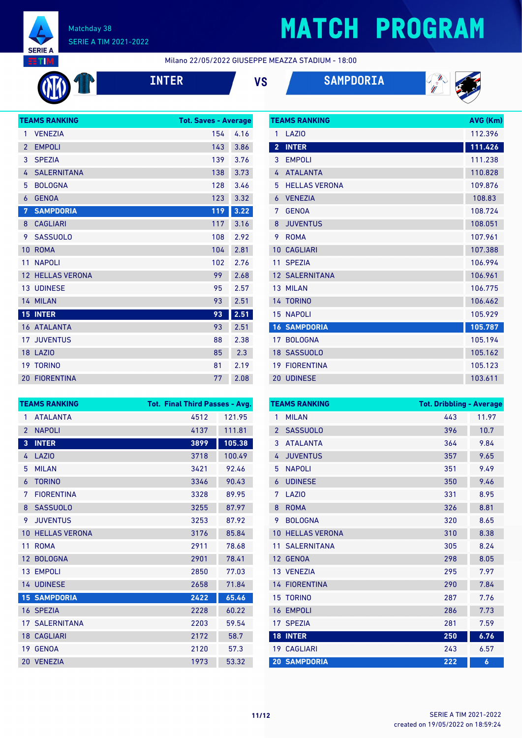# MATCH PROGRAM

Matchday 38
SERIE A TIM 2021-2022

Milano 22/05/2022 GIUSEPPE MEAZZA STADIUM - 18:00

**INTER** VS **SAMPDORIA**

| TEAMS RANKING | | Tot. Saves - Average | |
|---|---|---|---|
| 1 | VENEZIA | 154 | 4.16 |
| 2 | EMPOLI | 143 | 3.86 |
| 3 | SPEZIA | 139 | 3.76 |
| 4 | SALERNITANA | 138 | 3.73 |
| 5 | BOLOGNA | 128 | 3.46 |
| 6 | GENOA | 123 | 3.32 |
| 7 | SAMPDORIA | 119 | 3.22 |
| 8 | CAGLIARI | 117 | 3.16 |
| 9 | SASSUOLO | 108 | 2.92 |
| 10 | ROMA | 104 | 2.81 |
| 11 | NAPOLI | 102 | 2.76 |
| 12 | HELLAS VERONA | 99 | 2.68 |
| 13 | UDINESE | 95 | 2.57 |
| 14 | MILAN | 93 | 2.51 |
| 15 | INTER | 93 | 2.51 |
| 16 | ATALANTA | 93 | 2.51 |
| 17 | JUVENTUS | 88 | 2.38 |
| 18 | LAZIO | 85 | 2.3 |
| 19 | TORINO | 81 | 2.19 |
| 20 | FIORENTINA | 77 | 2.08 |

| TEAMS RANKING | | AVG (Km) |
|---|---|---|
| 1 | LAZIO | 112.396 |
| 2 | INTER | 111.426 |
| 3 | EMPOLI | 111.238 |
| 4 | ATALANTA | 110.828 |
| 5 | HELLAS VERONA | 109.876 |
| 6 | VENEZIA | 108.83 |
| 7 | GENOA | 108.724 |
| 8 | JUVENTUS | 108.051 |
| 9 | ROMA | 107.961 |
| 10 | CAGLIARI | 107.388 |
| 11 | SPEZIA | 106.994 |
| 12 | SALERNITANA | 106.961 |
| 13 | MILAN | 106.775 |
| 14 | TORINO | 106.462 |
| 15 | NAPOLI | 105.929 |
| 16 | SAMPDORIA | 105.787 |
| 17 | BOLOGNA | 105.194 |
| 18 | SASSUOLO | 105.162 |
| 19 | FIORENTINA | 105.123 |
| 20 | UDINESE | 103.611 |

| TEAMS RANKING | | Tot. Final Third Passes - Avg. | |
|---|---|---|---|
| 1 | ATALANTA | 4512 | 121.95 |
| 2 | NAPOLI | 4137 | 111.81 |
| 3 | INTER | 3899 | 105.38 |
| 4 | LAZIO | 3718 | 100.49 |
| 5 | MILAN | 3421 | 92.46 |
| 6 | TORINO | 3346 | 90.43 |
| 7 | FIORENTINA | 3328 | 89.95 |
| 8 | SASSUOLO | 3255 | 87.97 |
| 9 | JUVENTUS | 3253 | 87.92 |
| 10 | HELLAS VERONA | 3176 | 85.84 |
| 11 | ROMA | 2911 | 78.68 |
| 12 | BOLOGNA | 2901 | 78.41 |
| 13 | EMPOLI | 2850 | 77.03 |
| 14 | UDINESE | 2658 | 71.84 |
| 15 | SAMPDORIA | 2422 | 65.46 |
| 16 | SPEZIA | 2228 | 60.22 |
| 17 | SALERNITANA | 2203 | 59.54 |
| 18 | CAGLIARI | 2172 | 58.7 |
| 19 | GENOA | 2120 | 57.3 |
| 20 | VENEZIA | 1973 | 53.32 |

| TEAMS RANKING | | Tot. Dribbling - Average | |
|---|---|---|---|
| 1 | MILAN | 443 | 11.97 |
| 2 | SASSUOLO | 396 | 10.7 |
| 3 | ATALANTA | 364 | 9.84 |
| 4 | JUVENTUS | 357 | 9.65 |
| 5 | NAPOLI | 351 | 9.49 |
| 6 | UDINESE | 350 | 9.46 |
| 7 | LAZIO | 331 | 8.95 |
| 8 | ROMA | 326 | 8.81 |
| 9 | BOLOGNA | 320 | 8.65 |
| 10 | HELLAS VERONA | 310 | 8.38 |
| 11 | SALERNITANA | 305 | 8.24 |
| 12 | GENOA | 298 | 8.05 |
| 13 | VENEZIA | 295 | 7.97 |
| 14 | FIORENTINA | 290 | 7.84 |
| 15 | TORINO | 287 | 7.76 |
| 16 | EMPOLI | 286 | 7.73 |
| 17 | SPEZIA | 281 | 7.59 |
| 18 | INTER | 250 | 6.76 |
| 19 | CAGLIARI | 243 | 6.57 |
| 20 | SAMPDORIA | 222 | 6 |

SERIE A TIM 2021-2022
created on 19/05/2022 on 18:59:24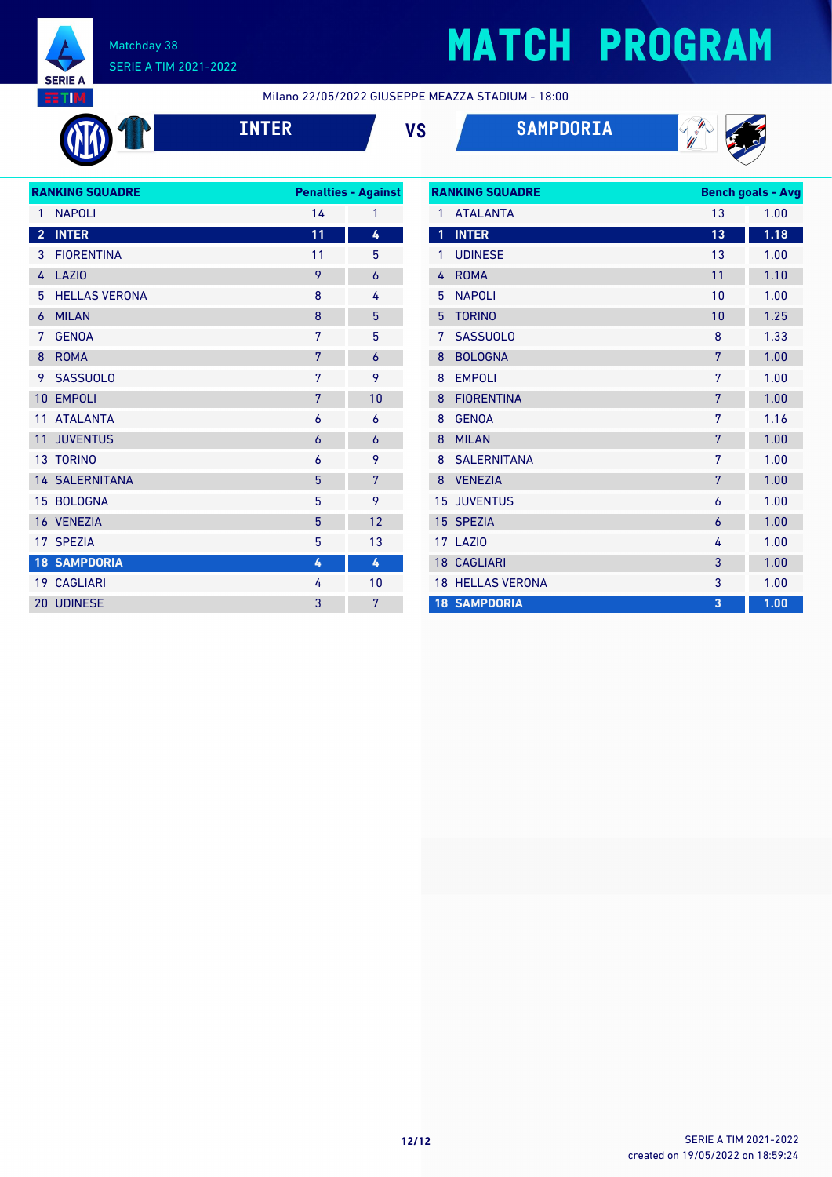Matchday 38

SERIE A TIM 2021-2022

# MATCH PROGRAM

Milano 22/05/2022 GIUSEPPE MEAZZA STADIUM - 18:00

**INTER** VS **SAMPDORIA**

| RANKING SQUADRE | | Penalties | Against |
|---|---|---|---|
| 1 | NAPOLI | 14 | 1 |
| 2 | INTER | 11 | 4 |
| 3 | FIORENTINA | 11 | 5 |
| 4 | LAZIO | 9 | 6 |
| 5 | HELLAS VERONA | 8 | 4 |
| 6 | MILAN | 8 | 5 |
| 7 | GENOA | 7 | 5 |
| 8 | ROMA | 7 | 6 |
| 9 | SASSUOLO | 7 | 9 |
| 10 | EMPOLI | 7 | 10 |
| 11 | ATALANTA | 6 | 6 |
| 11 | JUVENTUS | 6 | 6 |
| 13 | TORINO | 6 | 9 |
| 14 | SALERNITANA | 5 | 7 |
| 15 | BOLOGNA | 5 | 9 |
| 16 | VENEZIA | 5 | 12 |
| 17 | SPEZIA | 5 | 13 |
| 18 | SAMPDORIA | 4 | 4 |
| 19 | CAGLIARI | 4 | 10 |
| 20 | UDINESE | 3 | 7 |

| RANKING SQUADRE | | Bench goals | Avg |
|---|---|---|---|
| 1 | ATALANTA | 13 | 1.00 |
| 1 | INTER | 13 | 1.18 |
| 1 | UDINESE | 13 | 1.00 |
| 4 | ROMA | 11 | 1.10 |
| 5 | NAPOLI | 10 | 1.00 |
| 5 | TORINO | 10 | 1.25 |
| 7 | SASSUOLO | 8 | 1.33 |
| 8 | BOLOGNA | 7 | 1.00 |
| 8 | EMPOLI | 7 | 1.00 |
| 8 | FIORENTINA | 7 | 1.00 |
| 8 | GENOA | 7 | 1.16 |
| 8 | MILAN | 7 | 1.00 |
| 8 | SALERNITANA | 7 | 1.00 |
| 8 | VENEZIA | 7 | 1.00 |
| 15 | JUVENTUS | 6 | 1.00 |
| 15 | SPEZIA | 6 | 1.00 |
| 17 | LAZIO | 4 | 1.00 |
| 18 | CAGLIARI | 3 | 1.00 |
| 18 | HELLAS VERONA | 3 | 1.00 |
| 18 | SAMPDORIA | 3 | 1.00 |

SERIE A TIM 2021-2022
created on 19/05/2022 on 18:59:24